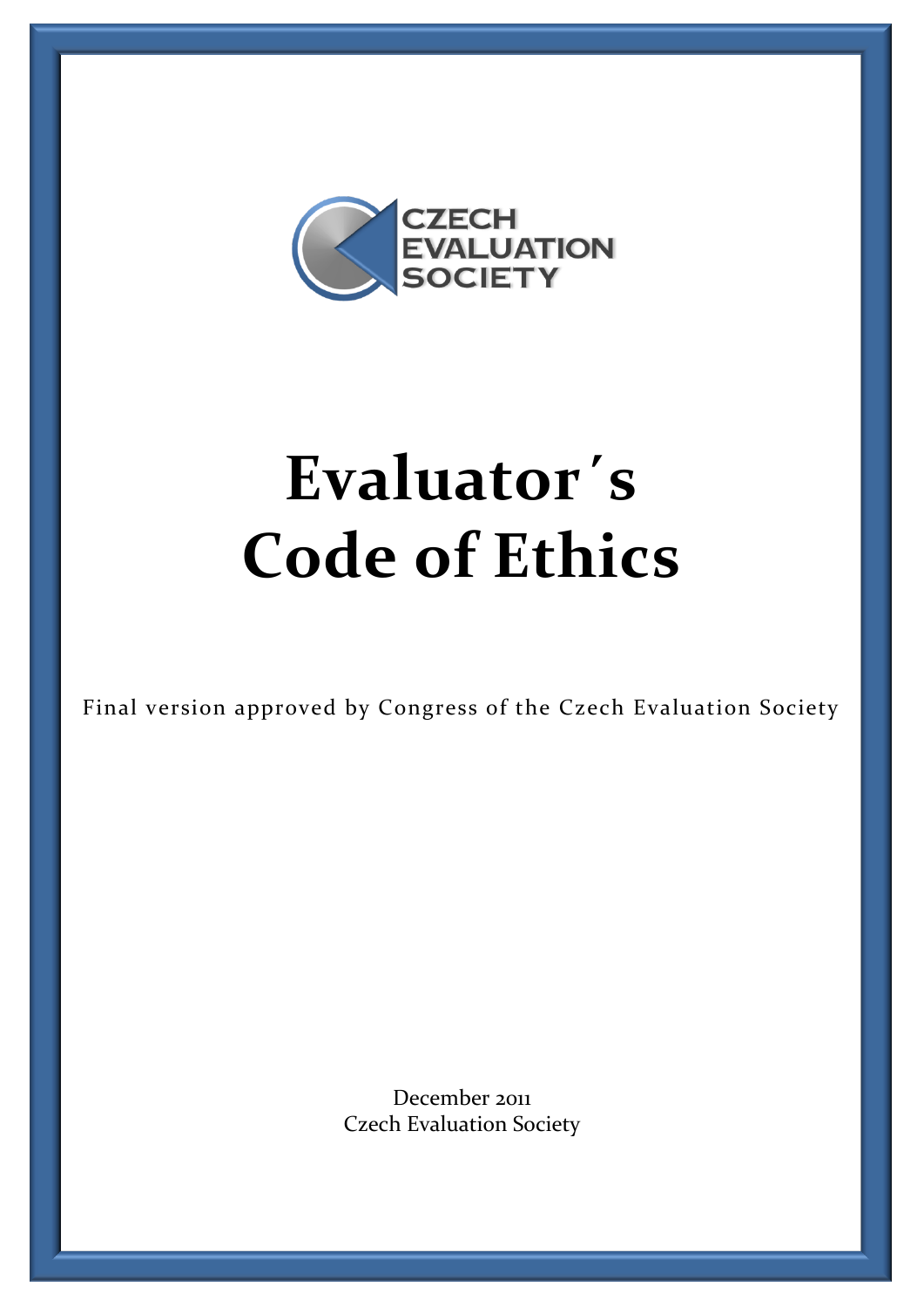CZECH EVALUATION SOCIETY

# Evaluator´s Code of Ethics

Final version approved by Congress of the Czech Evaluation Society

December 2011
Czech Evaluation Society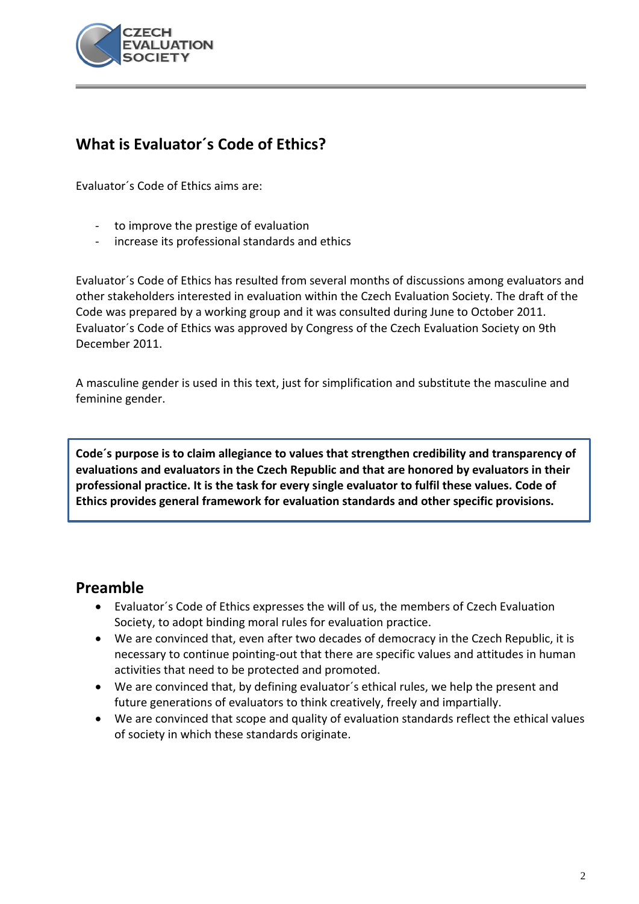## What is Evaluator´s Code of Ethics?

Evaluator´s Code of Ethics aims are:

- to improve the prestige of evaluation
- increase its professional standards and ethics

Evaluator´s Code of Ethics has resulted from several months of discussions among evaluators and other stakeholders interested in evaluation within the Czech Evaluation Society. The draft of the Code was prepared by a working group and it was consulted during June to October 2011. Evaluator´s Code of Ethics was approved by Congress of the Czech Evaluation Society on 9th December 2011.

A masculine gender is used in this text, just for simplification and substitute the masculine and feminine gender.

**Code´s purpose is to claim allegiance to values that strengthen credibility and transparency of evaluations and evaluators in the Czech Republic and that are honored by evaluators in their professional practice. It is the task for every single evaluator to fulfil these values. Code of Ethics provides general framework for evaluation standards and other specific provisions.**

## Preamble

- Evaluator´s Code of Ethics expresses the will of us, the members of Czech Evaluation Society, to adopt binding moral rules for evaluation practice.
- We are convinced that, even after two decades of democracy in the Czech Republic, it is necessary to continue pointing-out that there are specific values and attitudes in human activities that need to be protected and promoted.
- We are convinced that, by defining evaluator´s ethical rules, we help the present and future generations of evaluators to think creatively, freely and impartially.
- We are convinced that scope and quality of evaluation standards reflect the ethical values of society in which these standards originate.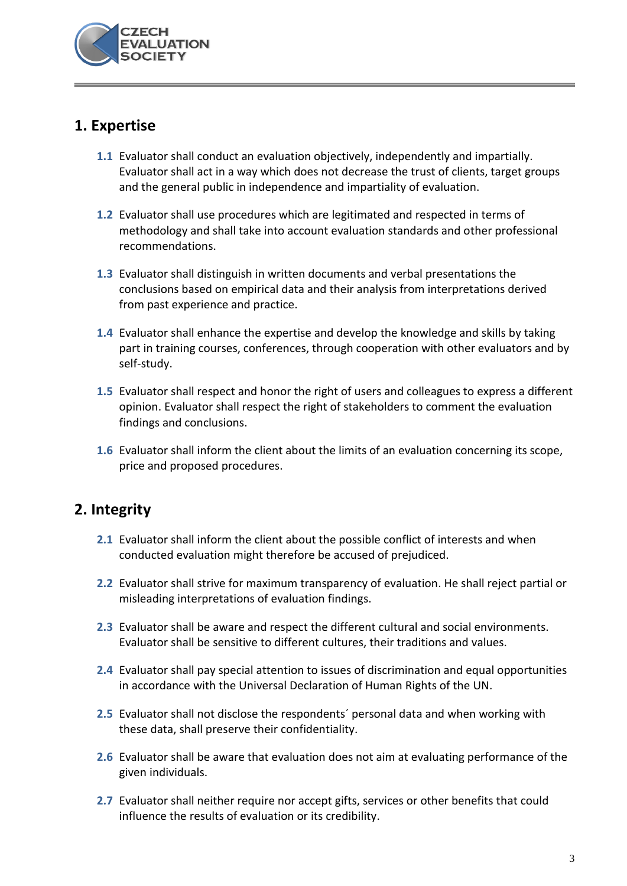## 1. Expertise

**1.1** Evaluator shall conduct an evaluation objectively, independently and impartially. Evaluator shall act in a way which does not decrease the trust of clients, target groups and the general public in independence and impartiality of evaluation.

**1.2** Evaluator shall use procedures which are legitimated and respected in terms of methodology and shall take into account evaluation standards and other professional recommendations.

**1.3** Evaluator shall distinguish in written documents and verbal presentations the conclusions based on empirical data and their analysis from interpretations derived from past experience and practice.

**1.4** Evaluator shall enhance the expertise and develop the knowledge and skills by taking part in training courses, conferences, through cooperation with other evaluators and by self-study.

**1.5** Evaluator shall respect and honor the right of users and colleagues to express a different opinion. Evaluator shall respect the right of stakeholders to comment the evaluation findings and conclusions.

**1.6** Evaluator shall inform the client about the limits of an evaluation concerning its scope, price and proposed procedures.

## 2. Integrity

**2.1** Evaluator shall inform the client about the possible conflict of interests and when conducted evaluation might therefore be accused of prejudiced.

**2.2** Evaluator shall strive for maximum transparency of evaluation. He shall reject partial or misleading interpretations of evaluation findings.

**2.3** Evaluator shall be aware and respect the different cultural and social environments. Evaluator shall be sensitive to different cultures, their traditions and values.

**2.4** Evaluator shall pay special attention to issues of discrimination and equal opportunities in accordance with the Universal Declaration of Human Rights of the UN.

**2.5** Evaluator shall not disclose the respondents´ personal data and when working with these data, shall preserve their confidentiality.

**2.6** Evaluator shall be aware that evaluation does not aim at evaluating performance of the given individuals.

**2.7** Evaluator shall neither require nor accept gifts, services or other benefits that could influence the results of evaluation or its credibility.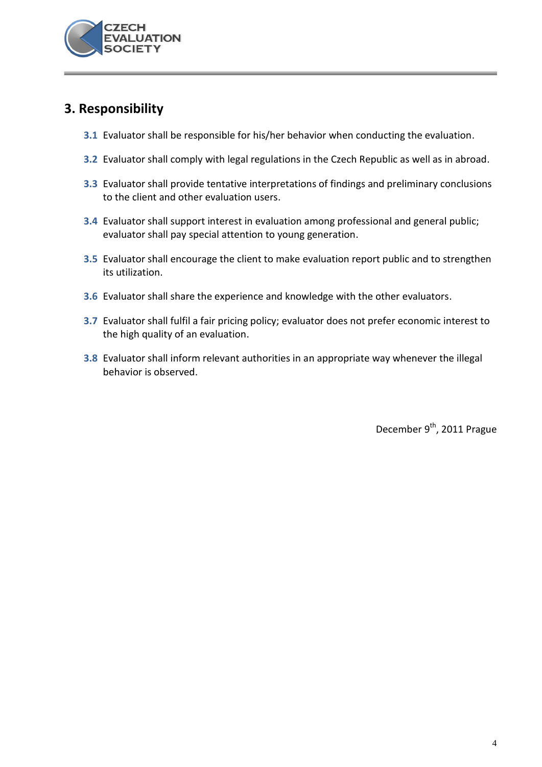## 3. Responsibility

**3.1** Evaluator shall be responsible for his/her behavior when conducting the evaluation.

**3.2** Evaluator shall comply with legal regulations in the Czech Republic as well as in abroad.

**3.3** Evaluator shall provide tentative interpretations of findings and preliminary conclusions to the client and other evaluation users.

**3.4** Evaluator shall support interest in evaluation among professional and general public; evaluator shall pay special attention to young generation.

**3.5** Evaluator shall encourage the client to make evaluation report public and to strengthen its utilization.

**3.6** Evaluator shall share the experience and knowledge with the other evaluators.

**3.7** Evaluator shall fulfil a fair pricing policy; evaluator does not prefer economic interest to the high quality of an evaluation.

**3.8** Evaluator shall inform relevant authorities in an appropriate way whenever the illegal behavior is observed.

December 9th, 2011 Prague